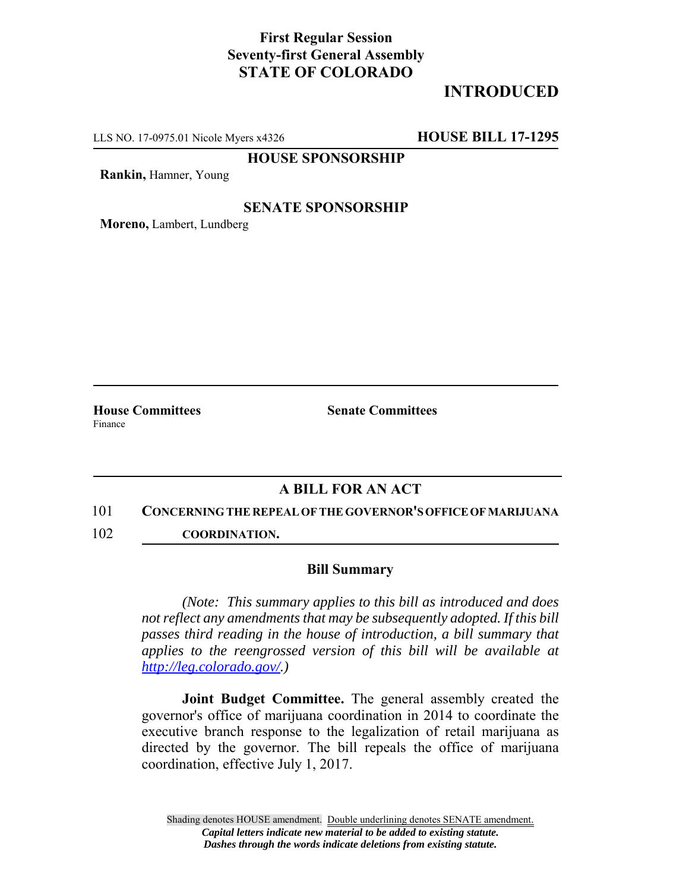**First Regular Session**
**Seventy-first General Assembly**
**STATE OF COLORADO**

**INTRODUCED**

LLS NO. 17-0975.01 Nicole Myers x4326 **HOUSE BILL 17-1295**

**HOUSE SPONSORSHIP**

**Rankin,** Hamner, Young

**SENATE SPONSORSHIP**

**Moreno,** Lambert, Lundberg

---

**House Committees**
Finance

**Senate Committees**

---

## A BILL FOR AN ACT

101 **CONCERNING THE REPEAL OF THE GOVERNOR'S OFFICE OF MARIJUANA**
102 **COORDINATION.**

### Bill Summary

*(Note: This summary applies to this bill as introduced and does not reflect any amendments that may be subsequently adopted. If this bill passes third reading in the house of introduction, a bill summary that applies to the reengrossed version of this bill will be available at http://leg.colorado.gov/.)*

**Joint Budget Committee.** The general assembly created the governor's office of marijuana coordination in 2014 to coordinate the executive branch response to the legalization of retail marijuana as directed by the governor. The bill repeals the office of marijuana coordination, effective July 1, 2017.

Shading denotes HOUSE amendment. Double underlining denotes SENATE amendment.
***Capital letters indicate new material to be added to existing statute.***
***Dashes through the words indicate deletions from existing statute.***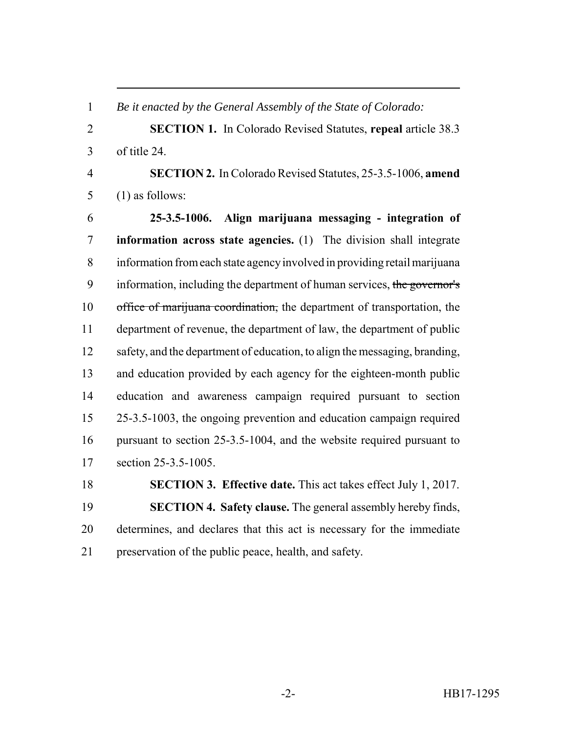*Be it enacted by the General Assembly of the State of Colorado:*

**SECTION 1.** In Colorado Revised Statutes, **repeal** article 38.3 of title 24.

**SECTION 2.** In Colorado Revised Statutes, 25-3.5-1006, **amend** (1) as follows:

**25-3.5-1006. Align marijuana messaging - integration of information across state agencies.** (1) The division shall integrate information from each state agency involved in providing retail marijuana information, including the department of human services, ~~the governor's office of marijuana coordination,~~ the department of transportation, the department of revenue, the department of law, the department of public safety, and the department of education, to align the messaging, branding, and education provided by each agency for the eighteen-month public education and awareness campaign required pursuant to section 25-3.5-1003, the ongoing prevention and education campaign required pursuant to section 25-3.5-1004, and the website required pursuant to section 25-3.5-1005.

**SECTION 3. Effective date.** This act takes effect July 1, 2017.

**SECTION 4. Safety clause.** The general assembly hereby finds, determines, and declares that this act is necessary for the immediate preservation of the public peace, health, and safety.